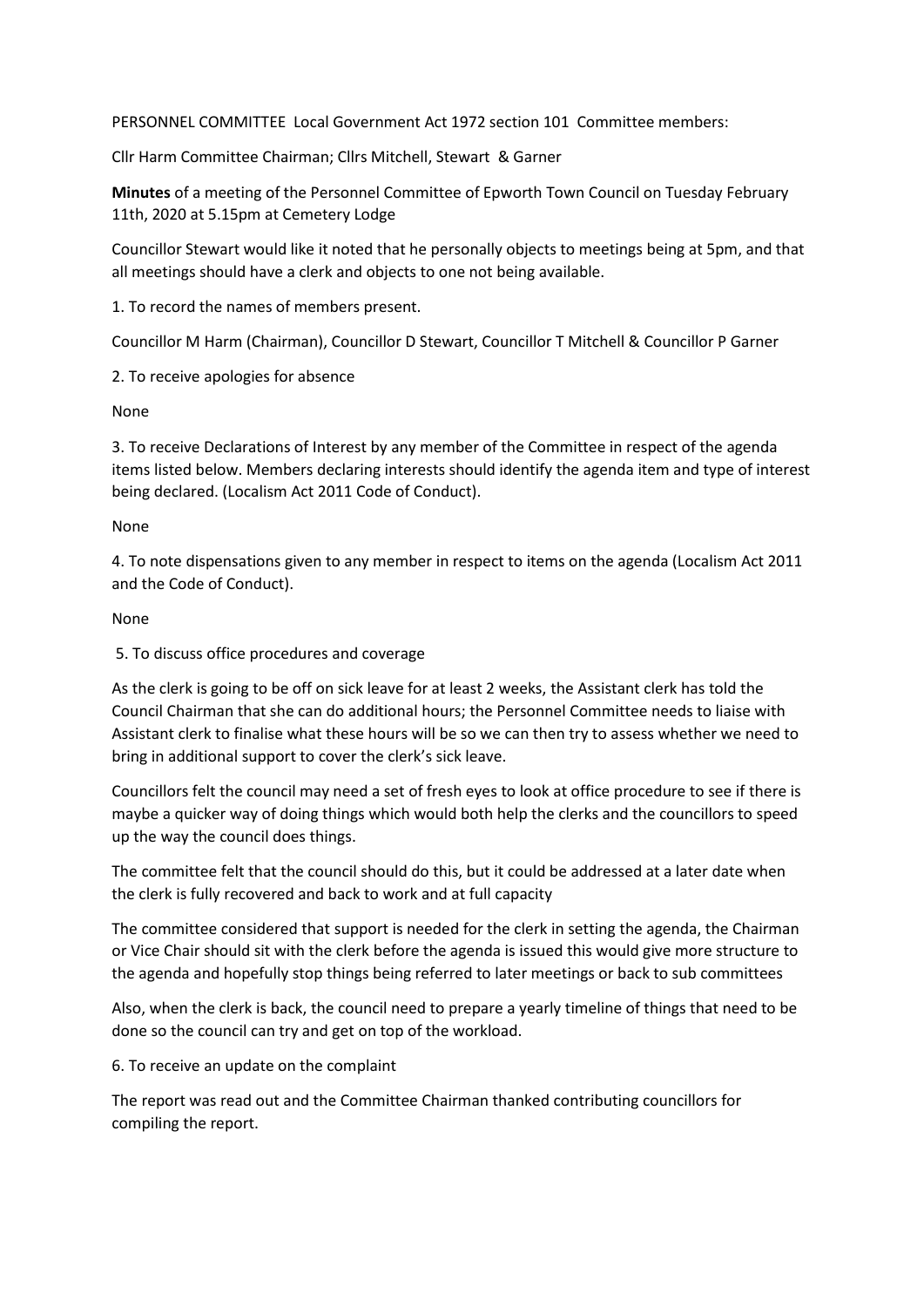PERSONNEL COMMITTEE Local Government Act 1972 section 101 Committee members:

Cllr Harm Committee Chairman; Cllrs Mitchell, Stewart & Garner

**Minutes** of a meeting of the Personnel Committee of Epworth Town Council on Tuesday February 11th, 2020 at 5.15pm at Cemetery Lodge

Councillor Stewart would like it noted that he personally objects to meetings being at 5pm, and that all meetings should have a clerk and objects to one not being available.

1. To record the names of members present.

Councillor M Harm (Chairman), Councillor D Stewart, Councillor T Mitchell & Councillor P Garner

2. To receive apologies for absence

None

3. To receive Declarations of Interest by any member of the Committee in respect of the agenda items listed below. Members declaring interests should identify the agenda item and type of interest being declared. (Localism Act 2011 Code of Conduct).

None

4. To note dispensations given to any member in respect to items on the agenda (Localism Act 2011 and the Code of Conduct).

None

5. To discuss office procedures and coverage

As the clerk is going to be off on sick leave for at least 2 weeks, the Assistant clerk has told the Council Chairman that she can do additional hours; the Personnel Committee needs to liaise with Assistant clerk to finalise what these hours will be so we can then try to assess whether we need to bring in additional support to cover the clerk's sick leave.

Councillors felt the council may need a set of fresh eyes to look at office procedure to see if there is maybe a quicker way of doing things which would both help the clerks and the councillors to speed up the way the council does things.

The committee felt that the council should do this, but it could be addressed at a later date when the clerk is fully recovered and back to work and at full capacity

The committee considered that support is needed for the clerk in setting the agenda, the Chairman or Vice Chair should sit with the clerk before the agenda is issued this would give more structure to the agenda and hopefully stop things being referred to later meetings or back to sub committees

Also, when the clerk is back, the council need to prepare a yearly timeline of things that need to be done so the council can try and get on top of the workload.

6. To receive an update on the complaint

The report was read out and the Committee Chairman thanked contributing councillors for compiling the report.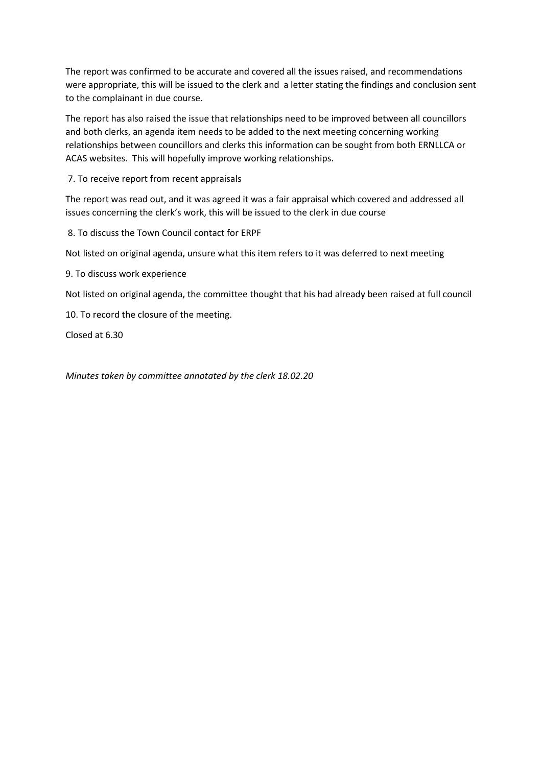The report was confirmed to be accurate and covered all the issues raised, and recommendations were appropriate, this will be issued to the clerk and a letter stating the findings and conclusion sent to the complainant in due course.

The report has also raised the issue that relationships need to be improved between all councillors and both clerks, an agenda item needs to be added to the next meeting concerning working relationships between councillors and clerks this information can be sought from both ERNLLCA or ACAS websites. This will hopefully improve working relationships.

7. To receive report from recent appraisals

The report was read out, and it was agreed it was a fair appraisal which covered and addressed all issues concerning the clerk's work, this will be issued to the clerk in due course

8. To discuss the Town Council contact for ERPF

Not listed on original agenda, unsure what this item refers to it was deferred to next meeting

9. To discuss work experience

Not listed on original agenda, the committee thought that his had already been raised at full council

10. To record the closure of the meeting.

Closed at 6.30

*Minutes taken by committee annotated by the clerk 18.02.20*